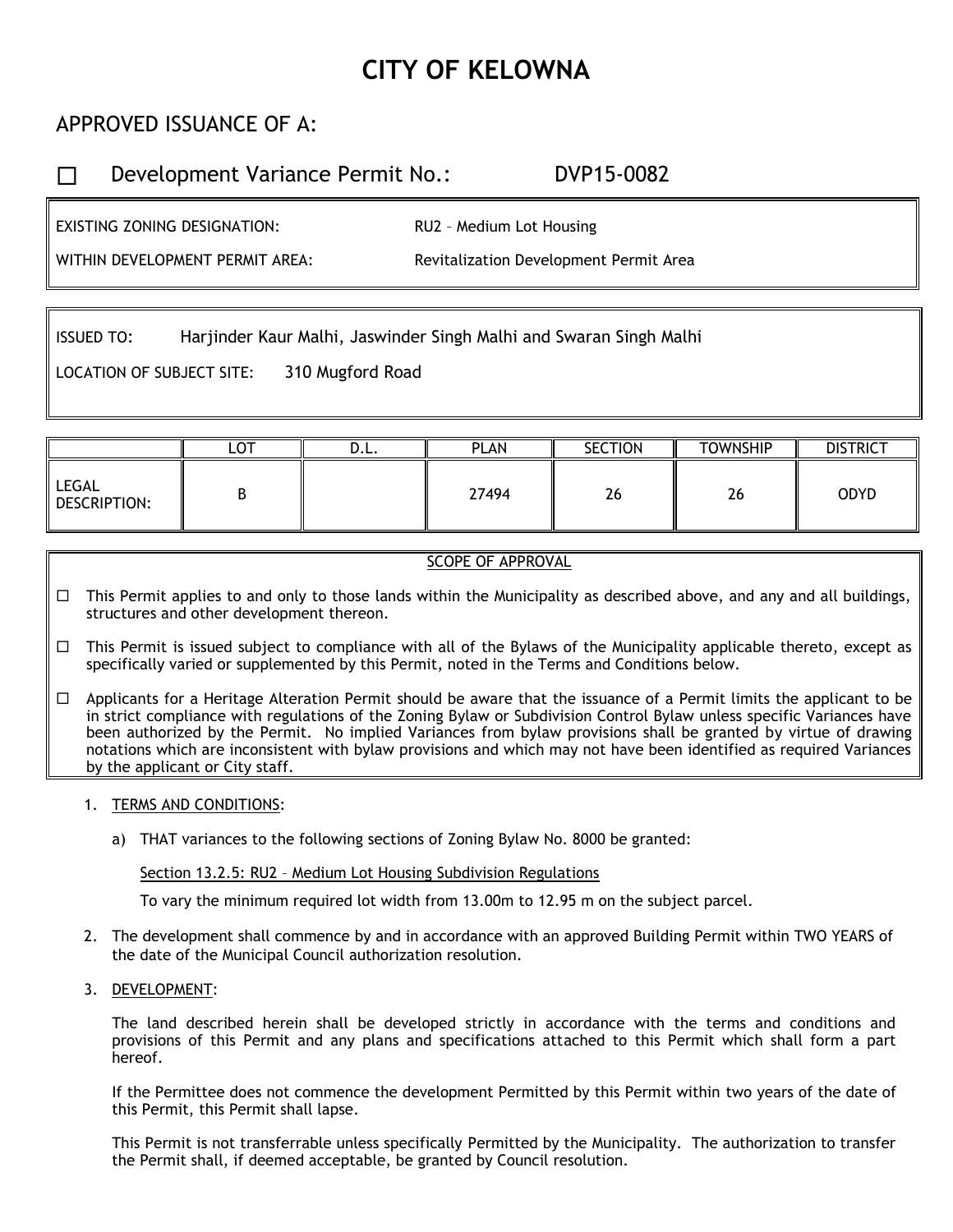# CITY OF KELOWNA

## APPROVED ISSUANCE OF A:

☐ Development Variance Permit No.: DVP15-0082

| | |
|---|---|
| EXISTING ZONING DESIGNATION: | RU2 – Medium Lot Housing |
| WITHIN DEVELOPMENT PERMIT AREA: | Revitalization Development Permit Area |

ISSUED TO: Harjinder Kaur Malhi, Jaswinder Singh Malhi and Swaran Singh Malhi

LOCATION OF SUBJECT SITE: 310 Mugford Road

| | LOT | D.L. | PLAN | SECTION | TOWNSHIP | DISTRICT |
|---|---|---|---|---|---|---|
| LEGAL DESCRIPTION: | B | | 27494 | 26 | 26 | ODYD |

SCOPE OF APPROVAL

- ☐ This Permit applies to and only to those lands within the Municipality as described above, and any and all buildings, structures and other development thereon.
- ☐ This Permit is issued subject to compliance with all of the Bylaws of the Municipality applicable thereto, except as specifically varied or supplemented by this Permit, noted in the Terms and Conditions below.
- ☐ Applicants for a Heritage Alteration Permit should be aware that the issuance of a Permit limits the applicant to be in strict compliance with regulations of the Zoning Bylaw or Subdivision Control Bylaw unless specific Variances have been authorized by the Permit. No implied Variances from bylaw provisions shall be granted by virtue of drawing notations which are inconsistent with bylaw provisions and which may not have been identified as required Variances by the applicant or City staff.

1. TERMS AND CONDITIONS:

   a) THAT variances to the following sections of Zoning Bylaw No. 8000 be granted:

      Section 13.2.5: RU2 – Medium Lot Housing Subdivision Regulations

      To vary the minimum required lot width from 13.00m to 12.95 m on the subject parcel.

2. The development shall commence by and in accordance with an approved Building Permit within TWO YEARS of the date of the Municipal Council authorization resolution.

3. DEVELOPMENT:

   The land described herein shall be developed strictly in accordance with the terms and conditions and provisions of this Permit and any plans and specifications attached to this Permit which shall form a part hereof.

   If the Permittee does not commence the development Permitted by this Permit within two years of the date of this Permit, this Permit shall lapse.

   This Permit is not transferrable unless specifically Permitted by the Municipality. The authorization to transfer the Permit shall, if deemed acceptable, be granted by Council resolution.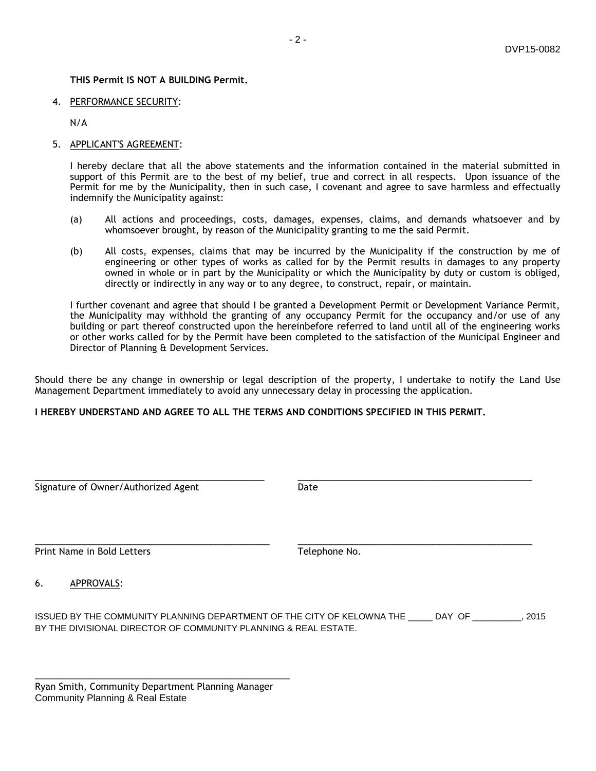**THIS Permit IS NOT A BUILDING Permit.**

4. PERFORMANCE SECURITY:

   N/A

5. APPLICANT'S AGREEMENT:

   I hereby declare that all the above statements and the information contained in the material submitted in support of this Permit are to the best of my belief, true and correct in all respects. Upon issuance of the Permit for me by the Municipality, then in such case, I covenant and agree to save harmless and effectually indemnify the Municipality against:

   (a) All actions and proceedings, costs, damages, expenses, claims, and demands whatsoever and by whomsoever brought, by reason of the Municipality granting to me the said Permit.

   (b) All costs, expenses, claims that may be incurred by the Municipality if the construction by me of engineering or other types of works as called for by the Permit results in damages to any property owned in whole or in part by the Municipality or which the Municipality by duty or custom is obliged, directly or indirectly in any way or to any degree, to construct, repair, or maintain.

   I further covenant and agree that should I be granted a Development Permit or Development Variance Permit, the Municipality may withhold the granting of any occupancy Permit for the occupancy and/or use of any building or part thereof constructed upon the hereinbefore referred to land until all of the engineering works or other works called for by the Permit have been completed to the satisfaction of the Municipal Engineer and Director of Planning & Development Services.

Should there be any change in ownership or legal description of the property, I undertake to notify the Land Use Management Department immediately to avoid any unnecessary delay in processing the application.

**I HEREBY UNDERSTAND AND AGREE TO ALL THE TERMS AND CONDITIONS SPECIFIED IN THIS PERMIT.**

\_\_\_\_\_\_\_\_\_\_\_\_\_\_\_\_\_\_\_\_\_\_\_\_\_\_\_\_\_\_\_\_\_\_\_\_\_\_\_\_\_\_\_\_\_\_\_\_ \_\_\_\_\_\_\_\_\_\_\_\_\_\_\_\_\_\_\_\_\_\_\_\_\_\_\_\_\_\_\_\_\_\_\_\_\_\_\_\_\_\_\_\_\_\_\_\_

Signature of Owner/Authorized Agent    Date

\_\_\_\_\_\_\_\_\_\_\_\_\_\_\_\_\_\_\_\_\_\_\_\_\_\_\_\_\_\_\_\_\_\_\_\_\_\_\_\_\_\_\_\_\_\_\_\_ \_\_\_\_\_\_\_\_\_\_\_\_\_\_\_\_\_\_\_\_\_\_\_\_\_\_\_\_\_\_\_\_\_\_\_\_\_\_\_\_\_\_\_\_\_\_\_\_

Print Name in Bold Letters    Telephone No.

6. APPROVALS:

ISSUED BY THE COMMUNITY PLANNING DEPARTMENT OF THE CITY OF KELOWNA THE \_\_\_\_\_ DAY OF \_\_\_\_\_\_\_\_\_\_, 2015 BY THE DIVISIONAL DIRECTOR OF COMMUNITY PLANNING & REAL ESTATE.

\_\_\_\_\_\_\_\_\_\_\_\_\_\_\_\_\_\_\_\_\_\_\_\_\_\_\_\_\_\_\_\_\_\_\_\_\_\_\_\_\_\_\_\_\_\_\_\_

Ryan Smith, Community Department Planning Manager
Community Planning & Real Estate